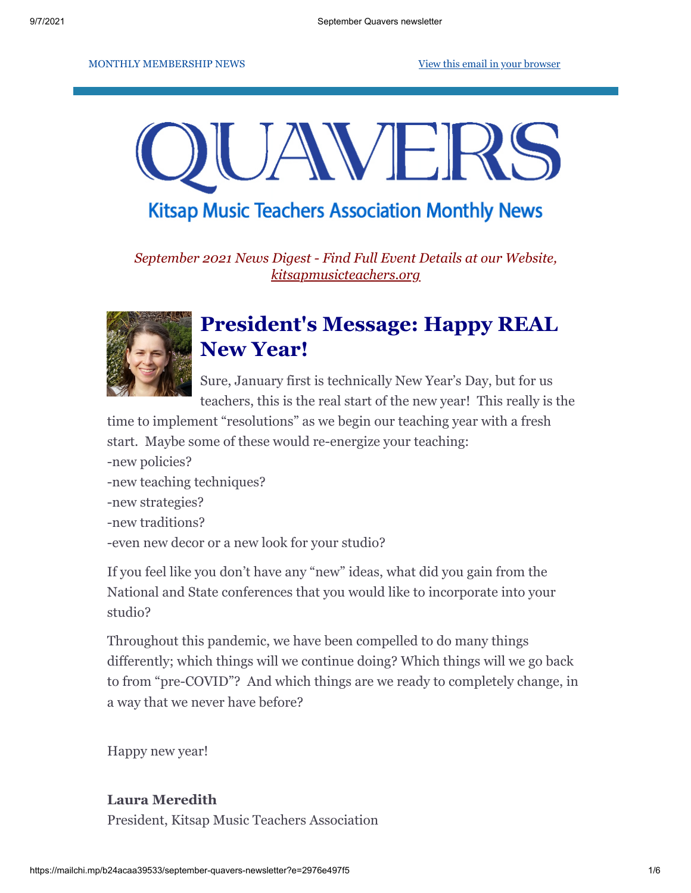MONTHLY MEMBERSHIP NEWS

View this email in your browser

# QUAVERS

## Kitsap Music Teachers Association Monthly News

*September 2021 News Digest - Find Full Event Details at our Website, kitsapmusicteachers.org*

## President's Message: Happy REAL New Year!

Sure, January first is technically New Year's Day, but for us teachers, this is the real start of the new year! This really is the time to implement "resolutions" as we begin our teaching year with a fresh start. Maybe some of these would re-energize your teaching:

-new policies?
-new teaching techniques?
-new strategies?
-new traditions?
-even new decor or a new look for your studio?

If you feel like you don't have any "new" ideas, what did you gain from the National and State conferences that you would like to incorporate into your studio?

Throughout this pandemic, we have been compelled to do many things differently; which things will we continue doing? Which things will we go back to from "pre-COVID"? And which things are we ready to completely change, in a way that we never have before?

Happy new year!

**Laura Meredith**
President, Kitsap Music Teachers Association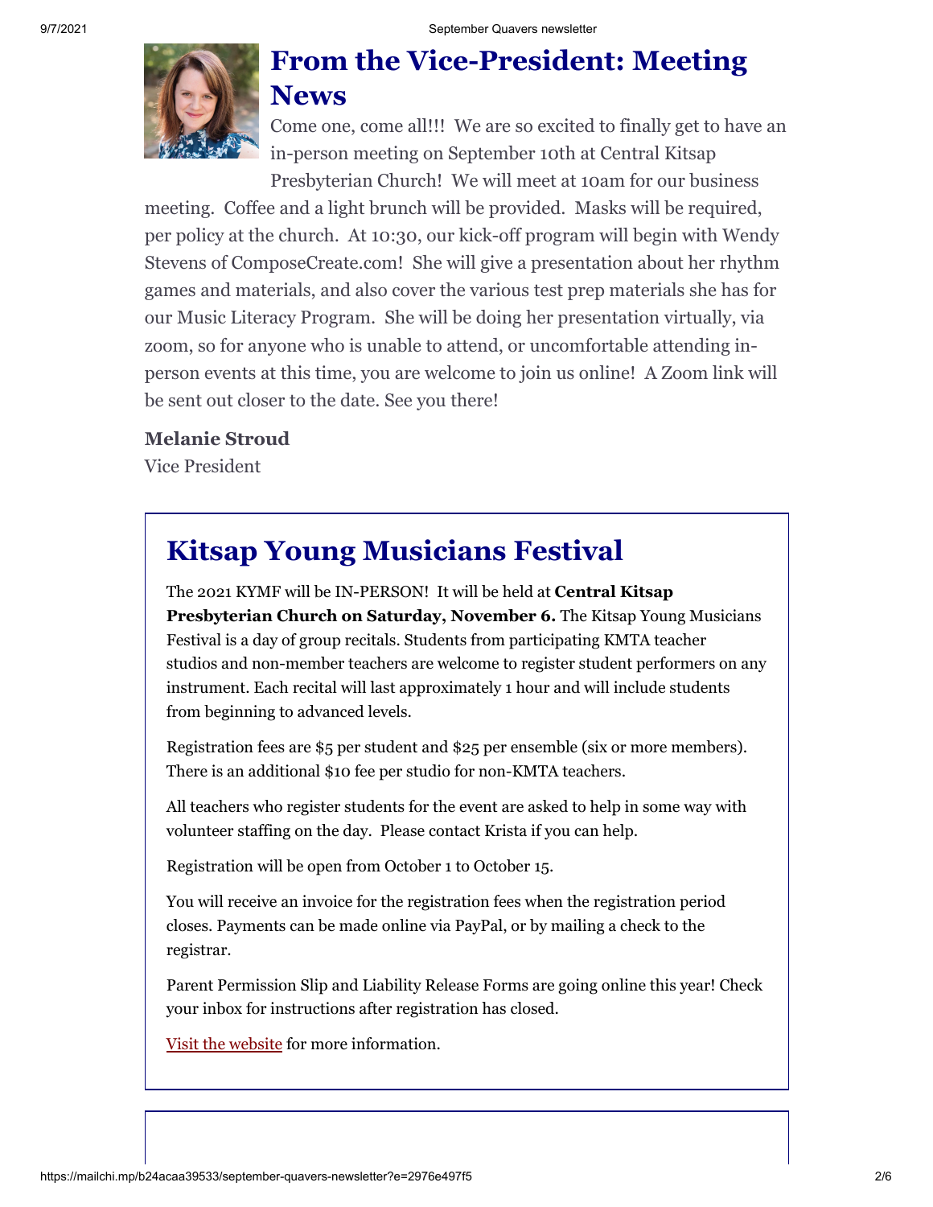# From the Vice-President: Meeting News

Come one, come all!!! We are so excited to finally get to have an in-person meeting on September 10th at Central Kitsap Presbyterian Church! We will meet at 10am for our business meeting. Coffee and a light brunch will be provided. Masks will be required, per policy at the church. At 10:30, our kick-off program will begin with Wendy Stevens of ComposeCreate.com! She will give a presentation about her rhythm games and materials, and also cover the various test prep materials she has for our Music Literacy Program. She will be doing her presentation virtually, via zoom, so for anyone who is unable to attend, or uncomfortable attending in-person events at this time, you are welcome to join us online! A Zoom link will be sent out closer to the date. See you there!

**Melanie Stroud**
Vice President

## Kitsap Young Musicians Festival

The 2021 KYMF will be IN-PERSON! It will be held at **Central Kitsap Presbyterian Church on Saturday, November 6.** The Kitsap Young Musicians Festival is a day of group recitals. Students from participating KMTA teacher studios and non-member teachers are welcome to register student performers on any instrument. Each recital will last approximately 1 hour and will include students from beginning to advanced levels.

Registration fees are $5 per student and $25 per ensemble (six or more members). There is an additional $10 fee per studio for non-KMTA teachers.

All teachers who register students for the event are asked to help in some way with volunteer staffing on the day. Please contact Krista if you can help.

Registration will be open from October 1 to October 15.

You will receive an invoice for the registration fees when the registration period closes. Payments can be made online via PayPal, or by mailing a check to the registrar.

Parent Permission Slip and Liability Release Forms are going online this year! Check your inbox for instructions after registration has closed.

Visit the website for more information.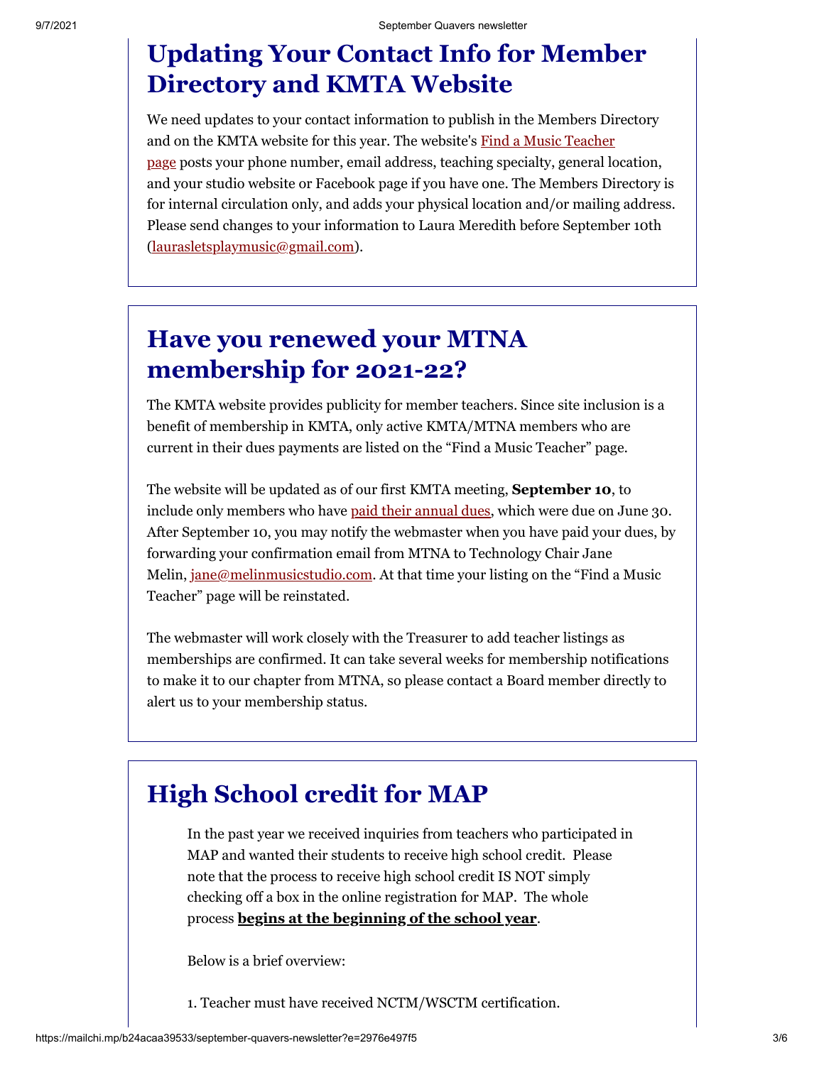## Updating Your Contact Info for Member Directory and KMTA Website

We need updates to your contact information to publish in the Members Directory and on the KMTA website for this year. The website's Find a Music Teacher page posts your phone number, email address, teaching specialty, general location, and your studio website or Facebook page if you have one. The Members Directory is for internal circulation only, and adds your physical location and/or mailing address. Please send changes to your information to Laura Meredith before September 10th (laurasletsplaymusic@gmail.com).

## Have you renewed your MTNA membership for 2021-22?

The KMTA website provides publicity for member teachers. Since site inclusion is a benefit of membership in KMTA, only active KMTA/MTNA members who are current in their dues payments are listed on the "Find a Music Teacher" page.

The website will be updated as of our first KMTA meeting, **September 10**, to include only members who have paid their annual dues, which were due on June 30. After September 10, you may notify the webmaster when you have paid your dues, by forwarding your confirmation email from MTNA to Technology Chair Jane Melin, jane@melinmusicstudio.com. At that time your listing on the "Find a Music Teacher" page will be reinstated.

The webmaster will work closely with the Treasurer to add teacher listings as memberships are confirmed. It can take several weeks for membership notifications to make it to our chapter from MTNA, so please contact a Board member directly to alert us to your membership status.

## High School credit for MAP

In the past year we received inquiries from teachers who participated in MAP and wanted their students to receive high school credit. Please note that the process to receive high school credit IS NOT simply checking off a box in the online registration for MAP. The whole process **begins at the beginning of the school year**.

Below is a brief overview:

1. Teacher must have received NCTM/WSCTM certification.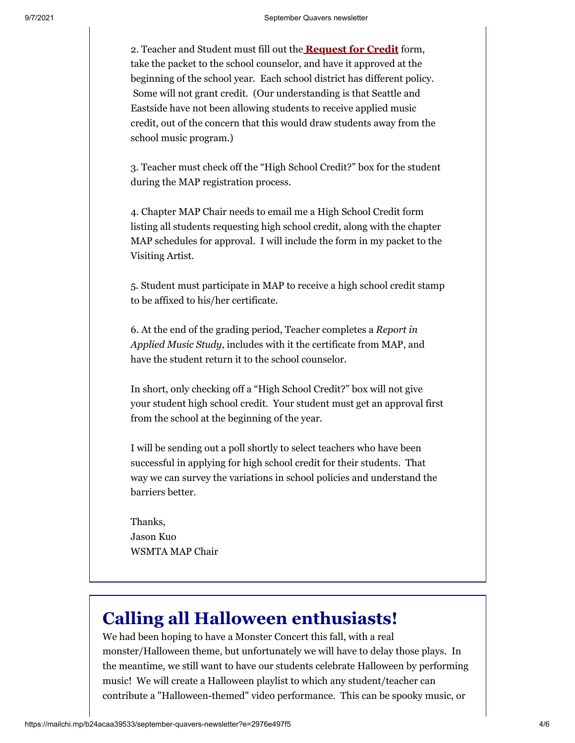2. Teacher and Student must fill out the **Request for Credit** form, take the packet to the school counselor, and have it approved at the beginning of the school year. Each school district has different policy. Some will not grant credit. (Our understanding is that Seattle and Eastside have not been allowing students to receive applied music credit, out of the concern that this would draw students away from the school music program.)

3. Teacher must check off the "High School Credit?" box for the student during the MAP registration process.

4. Chapter MAP Chair needs to email me a High School Credit form listing all students requesting high school credit, along with the chapter MAP schedules for approval. I will include the form in my packet to the Visiting Artist.

5. Student must participate in MAP to receive a high school credit stamp to be affixed to his/her certificate.

6. At the end of the grading period, Teacher completes a *Report in Applied Music Study*, includes with it the certificate from MAP, and have the student return it to the school counselor.

In short, only checking off a "High School Credit?" box will not give your student high school credit. Your student must get an approval first from the school at the beginning of the year.

I will be sending out a poll shortly to select teachers who have been successful in applying for high school credit for their students. That way we can survey the variations in school policies and understand the barriers better.

Thanks,
Jason Kuo
WSMTA MAP Chair

# Calling all Halloween enthusiasts!

We had been hoping to have a Monster Concert this fall, with a real monster/Halloween theme, but unfortunately we will have to delay those plays. In the meantime, we still want to have our students celebrate Halloween by performing music! We will create a Halloween playlist to which any student/teacher can contribute a "Halloween-themed" video performance. This can be spooky music, or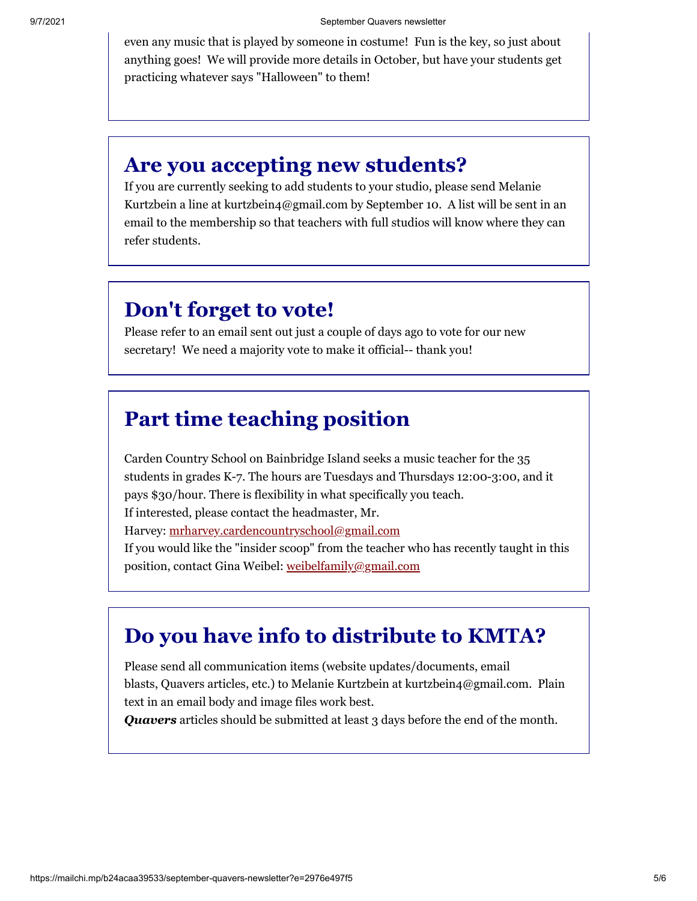even any music that is played by someone in costume! Fun is the key, so just about anything goes! We will provide more details in October, but have your students get practicing whatever says "Halloween" to them!

## Are you accepting new students?

If you are currently seeking to add students to your studio, please send Melanie Kurtzbein a line at kurtzbein4@gmail.com by September 10. A list will be sent in an email to the membership so that teachers with full studios will know where they can refer students.

## Don't forget to vote!

Please refer to an email sent out just a couple of days ago to vote for our new secretary! We need a majority vote to make it official-- thank you!

## Part time teaching position

Carden Country School on Bainbridge Island seeks a music teacher for the 35 students in grades K-7. The hours are Tuesdays and Thursdays 12:00-3:00, and it pays $30/hour. There is flexibility in what specifically you teach.
If interested, please contact the headmaster, Mr. Harvey: mrharvey.cardencountryschool@gmail.com
If you would like the "insider scoop" from the teacher who has recently taught in this position, contact Gina Weibel: weibelfamily@gmail.com

## Do you have info to distribute to KMTA?

Please send all communication items (website updates/documents, email blasts, Quavers articles, etc.) to Melanie Kurtzbein at kurtzbein4@gmail.com. Plain text in an email body and image files work best.
***Quavers*** articles should be submitted at least 3 days before the end of the month.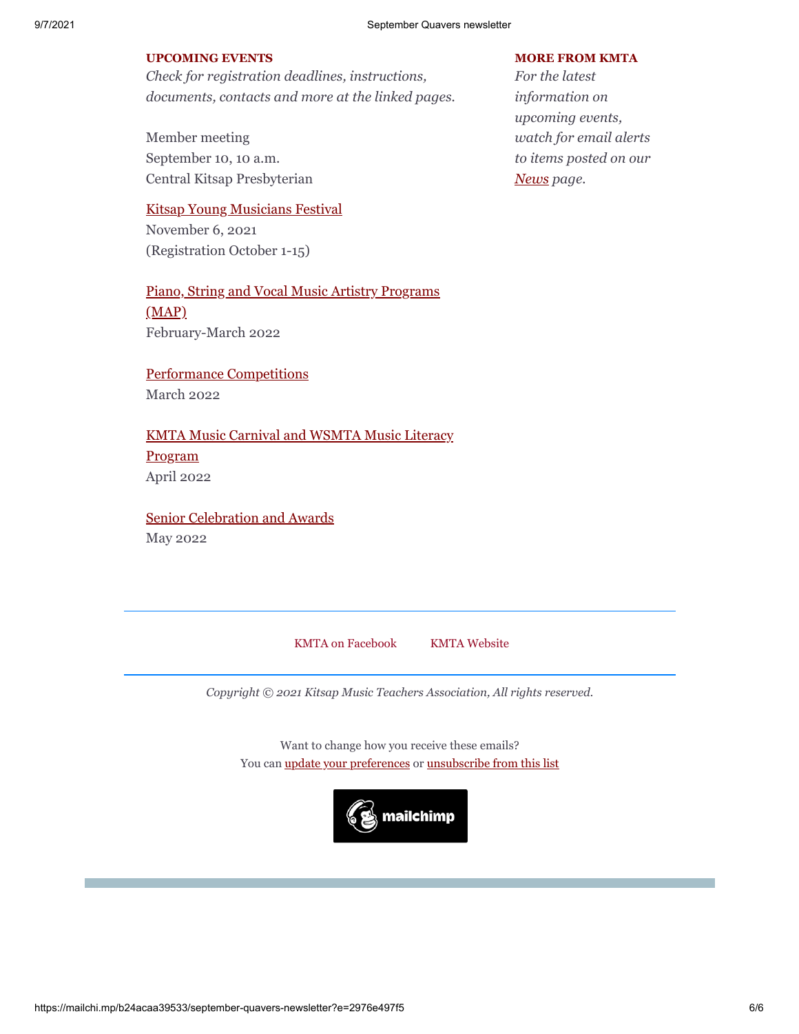**UPCOMING EVENTS**

*Check for registration deadlines, instructions, documents, contacts and more at the linked pages.*

Member meeting
September 10, 10 a.m.
Central Kitsap Presbyterian

Kitsap Young Musicians Festival
November 6, 2021
(Registration October 1-15)

Piano, String and Vocal Music Artistry Programs (MAP)
February-March 2022

Performance Competitions
March 2022

KMTA Music Carnival and WSMTA Music Literacy Program
April 2022

Senior Celebration and Awards
May 2022

**MORE FROM KMTA**

*For the latest information on upcoming events, watch for email alerts to items posted on our News page.*

---

KMTA on Facebook    KMTA Website

---

*Copyright © 2021 Kitsap Music Teachers Association, All rights reserved.*

Want to change how you receive these emails?
You can update your preferences or unsubscribe from this list

mailchimp